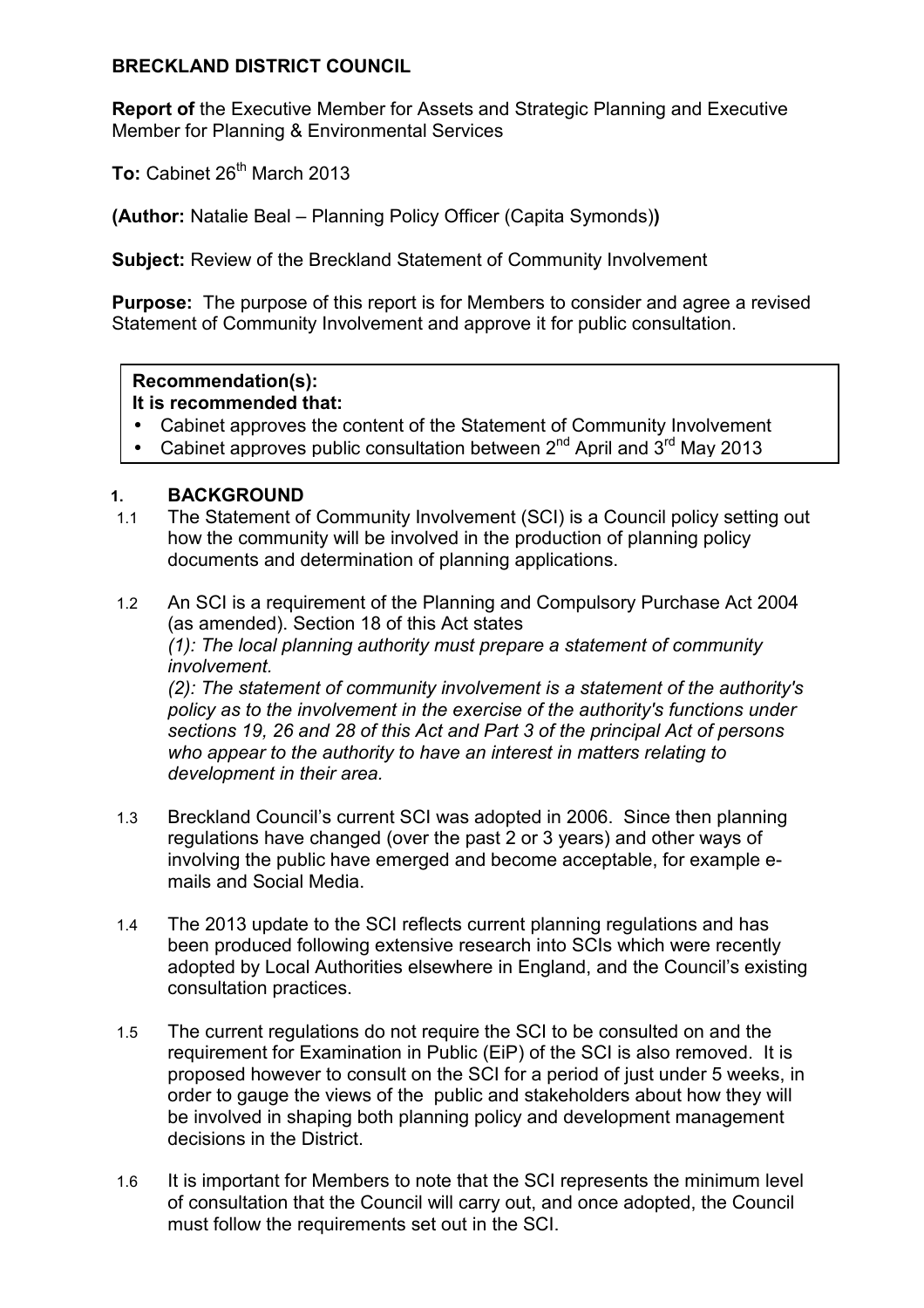**BRECKLAND DISTRICT COUNCIL**

**Report of** the Executive Member for Assets and Strategic Planning and Executive Member for Planning & Environmental Services

**To:** Cabinet 26th March 2013

**(Author:** Natalie Beal – Planning Policy Officer (Capita Symonds)**)**

**Subject:** Review of the Breckland Statement of Community Involvement

**Purpose:** The purpose of this report is for Members to consider and agree a revised Statement of Community Involvement and approve it for public consultation.

**Recommendation(s):**
**It is recommended that:**

- Cabinet approves the content of the Statement of Community Involvement
- Cabinet approves public consultation between 2nd April and 3rd May 2013

## 1. BACKGROUND

1.1 The Statement of Community Involvement (SCI) is a Council policy setting out how the community will be involved in the production of planning policy documents and determination of planning applications.

1.2 An SCI is a requirement of the Planning and Compulsory Purchase Act 2004 (as amended). Section 18 of this Act states
*(1): The local planning authority must prepare a statement of community involvement.*
*(2): The statement of community involvement is a statement of the authority's policy as to the involvement in the exercise of the authority's functions under sections 19, 26 and 28 of this Act and Part 3 of the principal Act of persons who appear to the authority to have an interest in matters relating to development in their area.*

1.3 Breckland Council's current SCI was adopted in 2006. Since then planning regulations have changed (over the past 2 or 3 years) and other ways of involving the public have emerged and become acceptable, for example e-mails and Social Media.

1.4 The 2013 update to the SCI reflects current planning regulations and has been produced following extensive research into SCIs which were recently adopted by Local Authorities elsewhere in England, and the Council's existing consultation practices.

1.5 The current regulations do not require the SCI to be consulted on and the requirement for Examination in Public (EiP) of the SCI is also removed. It is proposed however to consult on the SCI for a period of just under 5 weeks, in order to gauge the views of the public and stakeholders about how they will be involved in shaping both planning policy and development management decisions in the District.

1.6 It is important for Members to note that the SCI represents the minimum level of consultation that the Council will carry out, and once adopted, the Council must follow the requirements set out in the SCI.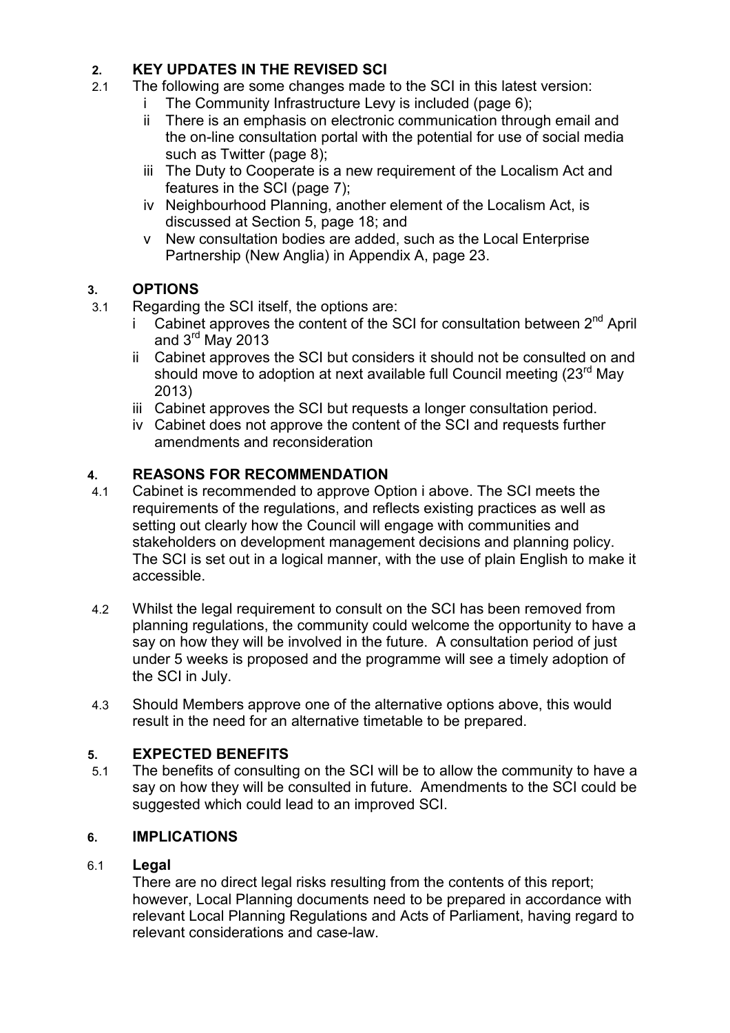## 2. KEY UPDATES IN THE REVISED SCI

2.1 The following are some changes made to the SCI in this latest version:

- i The Community Infrastructure Levy is included (page 6);
- ii There is an emphasis on electronic communication through email and the on-line consultation portal with the potential for use of social media such as Twitter (page 8);
- iii The Duty to Cooperate is a new requirement of the Localism Act and features in the SCI (page 7);
- iv Neighbourhood Planning, another element of the Localism Act, is discussed at Section 5, page 18; and
- v New consultation bodies are added, such as the Local Enterprise Partnership (New Anglia) in Appendix A, page 23.

## 3. OPTIONS

3.1 Regarding the SCI itself, the options are:

- i Cabinet approves the content of the SCI for consultation between 2nd April and 3rd May 2013
- ii Cabinet approves the SCI but considers it should not be consulted on and should move to adoption at next available full Council meeting (23rd May 2013)
- iii Cabinet approves the SCI but requests a longer consultation period.
- iv Cabinet does not approve the content of the SCI and requests further amendments and reconsideration

## 4. REASONS FOR RECOMMENDATION

4.1 Cabinet is recommended to approve Option i above. The SCI meets the requirements of the regulations, and reflects existing practices as well as setting out clearly how the Council will engage with communities and stakeholders on development management decisions and planning policy. The SCI is set out in a logical manner, with the use of plain English to make it accessible.

4.2 Whilst the legal requirement to consult on the SCI has been removed from planning regulations, the community could welcome the opportunity to have a say on how they will be involved in the future. A consultation period of just under 5 weeks is proposed and the programme will see a timely adoption of the SCI in July.

4.3 Should Members approve one of the alternative options above, this would result in the need for an alternative timetable to be prepared.

## 5. EXPECTED BENEFITS

5.1 The benefits of consulting on the SCI will be to allow the community to have a say on how they will be consulted in future. Amendments to the SCI could be suggested which could lead to an improved SCI.

## 6. IMPLICATIONS

6.1 **Legal**

There are no direct legal risks resulting from the contents of this report; however, Local Planning documents need to be prepared in accordance with relevant Local Planning Regulations and Acts of Parliament, having regard to relevant considerations and case-law.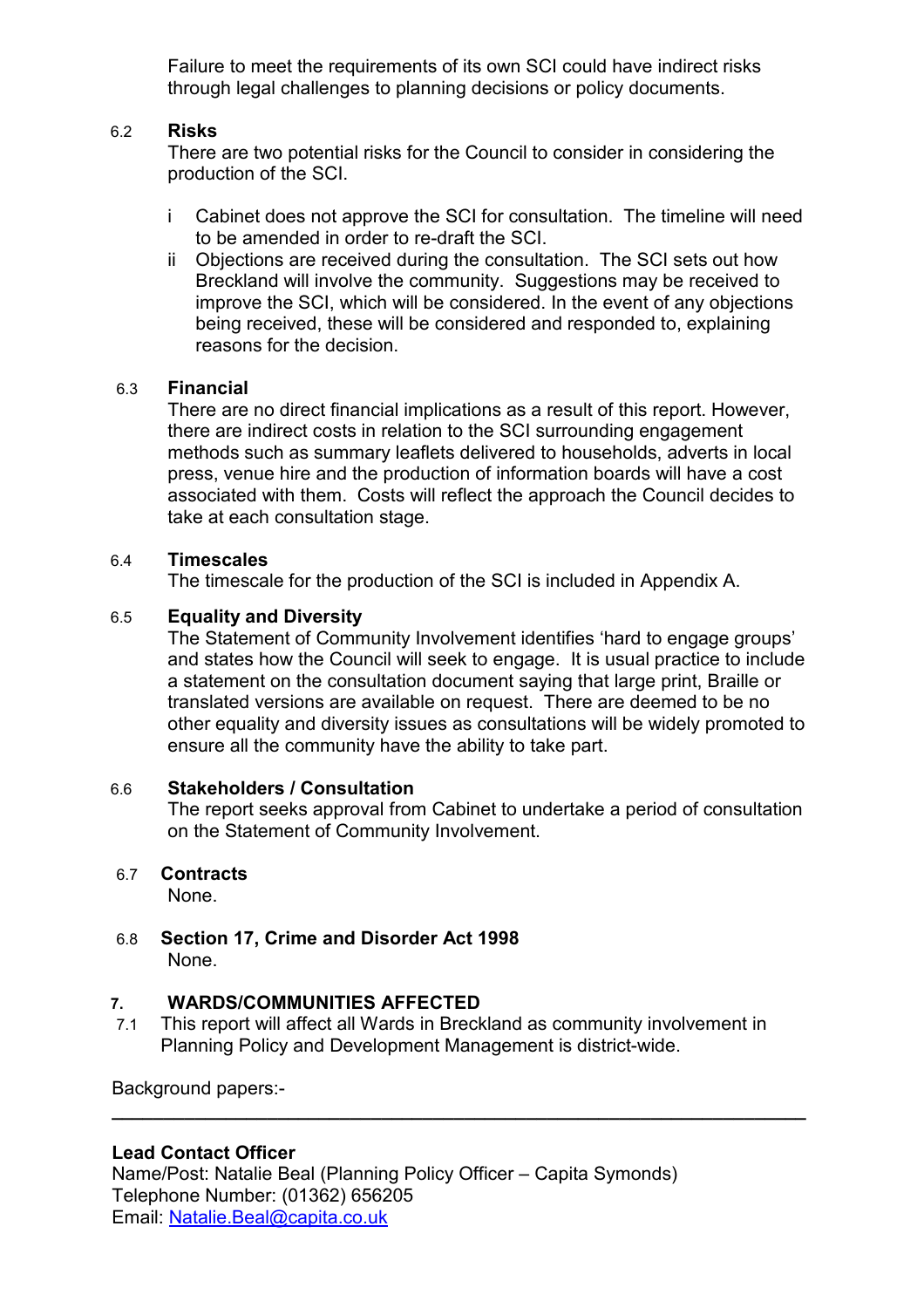Failure to meet the requirements of its own SCI could have indirect risks through legal challenges to planning decisions or policy documents.

6.2 **Risks**

There are two potential risks for the Council to consider in considering the production of the SCI.

i Cabinet does not approve the SCI for consultation. The timeline will need to be amended in order to re-draft the SCI.

ii Objections are received during the consultation. The SCI sets out how Breckland will involve the community. Suggestions may be received to improve the SCI, which will be considered. In the event of any objections being received, these will be considered and responded to, explaining reasons for the decision.

6.3 **Financial**

There are no direct financial implications as a result of this report. However, there are indirect costs in relation to the SCI surrounding engagement methods such as summary leaflets delivered to households, adverts in local press, venue hire and the production of information boards will have a cost associated with them. Costs will reflect the approach the Council decides to take at each consultation stage.

6.4 **Timescales**

The timescale for the production of the SCI is included in Appendix A.

6.5 **Equality and Diversity**

The Statement of Community Involvement identifies 'hard to engage groups' and states how the Council will seek to engage. It is usual practice to include a statement on the consultation document saying that large print, Braille or translated versions are available on request. There are deemed to be no other equality and diversity issues as consultations will be widely promoted to ensure all the community have the ability to take part.

6.6 **Stakeholders / Consultation**

The report seeks approval from Cabinet to undertake a period of consultation on the Statement of Community Involvement.

6.7 **Contracts**

None.

6.8 **Section 17, Crime and Disorder Act 1998**

None.

## 7. WARDS/COMMUNITIES AFFECTED

7.1 This report will affect all Wards in Breckland as community involvement in Planning Policy and Development Management is district-wide.

Background papers:-

---

**Lead Contact Officer**

Name/Post: Natalie Beal (Planning Policy Officer – Capita Symonds)
Telephone Number: (01362) 656205
Email: Natalie.Beal@capita.co.uk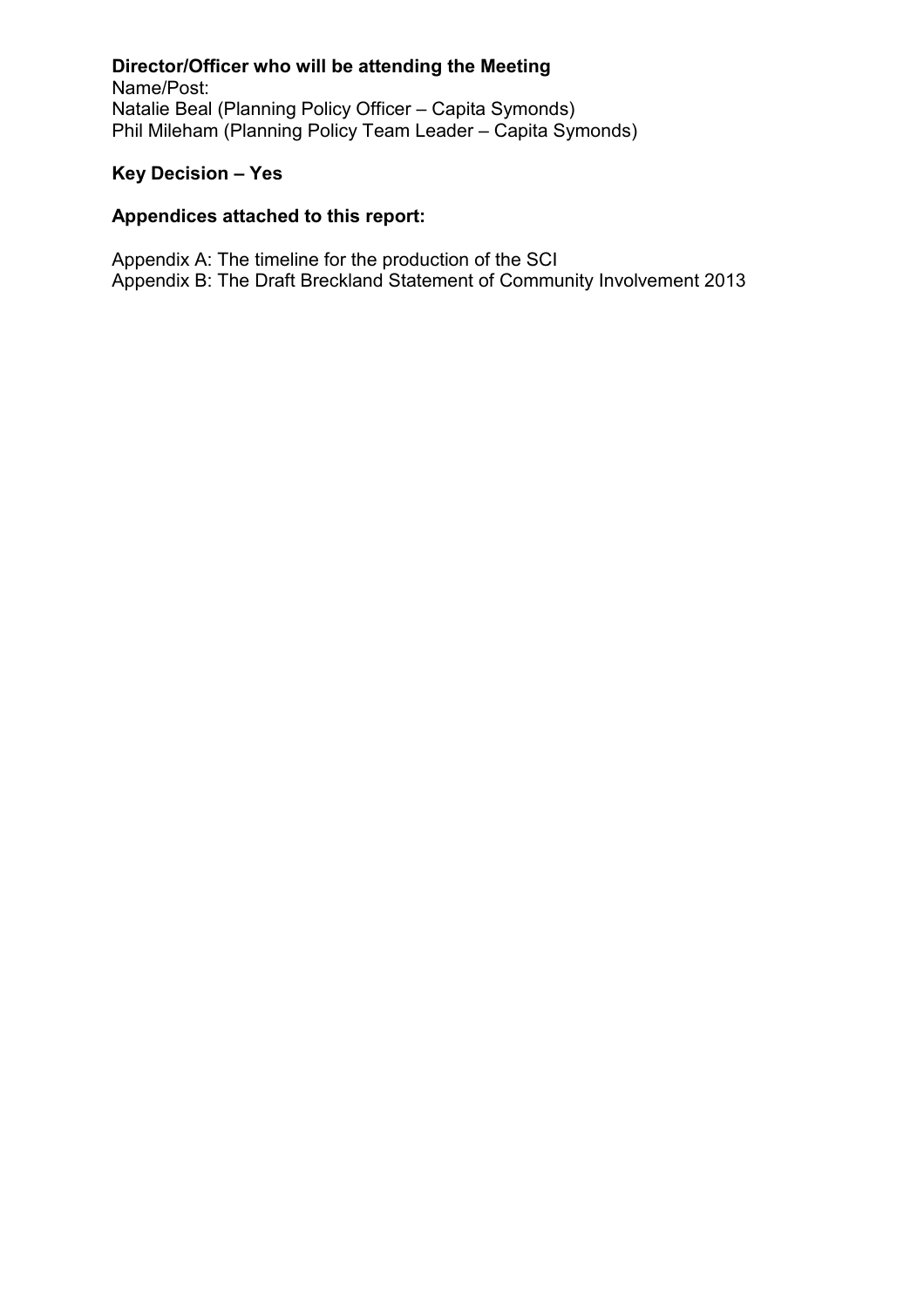**Director/Officer who will be attending the Meeting**
Name/Post:
Natalie Beal (Planning Policy Officer – Capita Symonds)
Phil Mileham (Planning Policy Team Leader – Capita Symonds)

**Key Decision – Yes**

**Appendices attached to this report:**

Appendix A: The timeline for the production of the SCI
Appendix B: The Draft Breckland Statement of Community Involvement 2013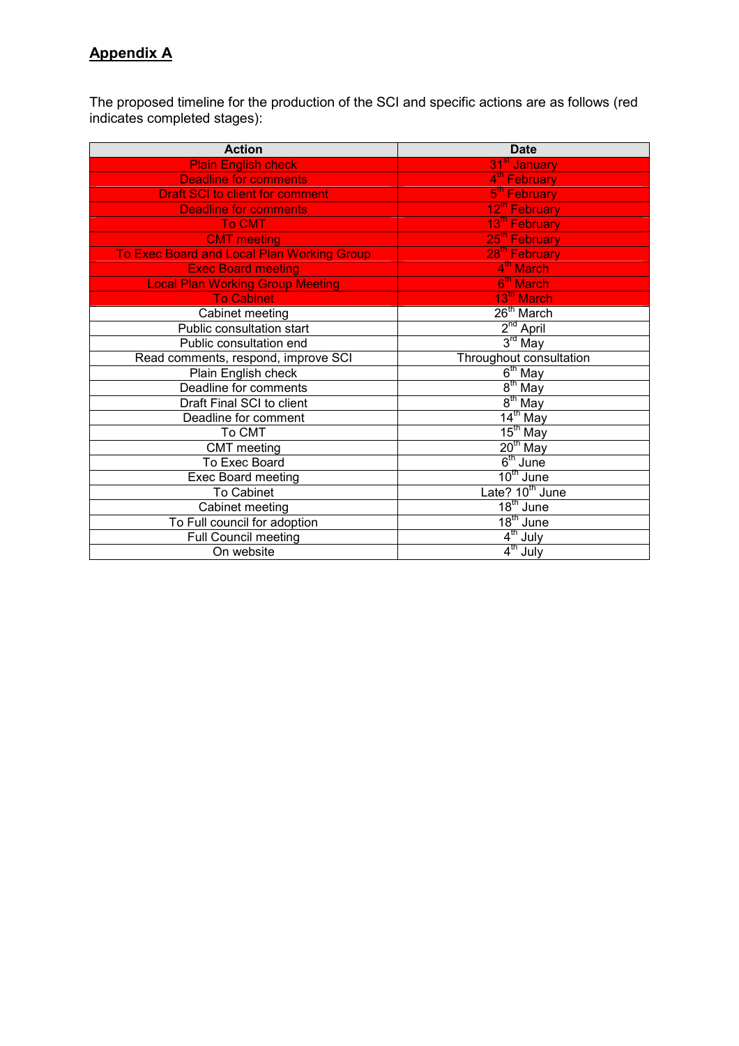## Appendix A

The proposed timeline for the production of the SCI and specific actions are as follows (red indicates completed stages):

| Action | Date |
|---|---|
| Plain English check | 31st January |
| Deadline for comments | 4th February |
| Draft SCI to client for comment | 5th February |
| Deadline for comments | 12th February |
| To CMT | 13th February |
| CMT meeting | 25th February |
| To Exec Board and Local Plan Working Group | 28th February |
| Exec Board meeting | 4th March |
| Local Plan Working Group Meeting | 6th March |
| To Cabinet | 13th March |
| Cabinet meeting | 26th March |
| Public consultation start | 2nd April |
| Public consultation end | 3rd May |
| Read comments, respond, improve SCI | Throughout consultation |
| Plain English check | 6th May |
| Deadline for comments | 8th May |
| Draft Final SCI to client | 8th May |
| Deadline for comment | 14th May |
| To CMT | 15th May |
| CMT meeting | 20th May |
| To Exec Board | 6th June |
| Exec Board meeting | 10th June |
| To Cabinet | Late? 10th June |
| Cabinet meeting | 18th June |
| To Full council for adoption | 18th June |
| Full Council meeting | 4th July |
| On website | 4th July |